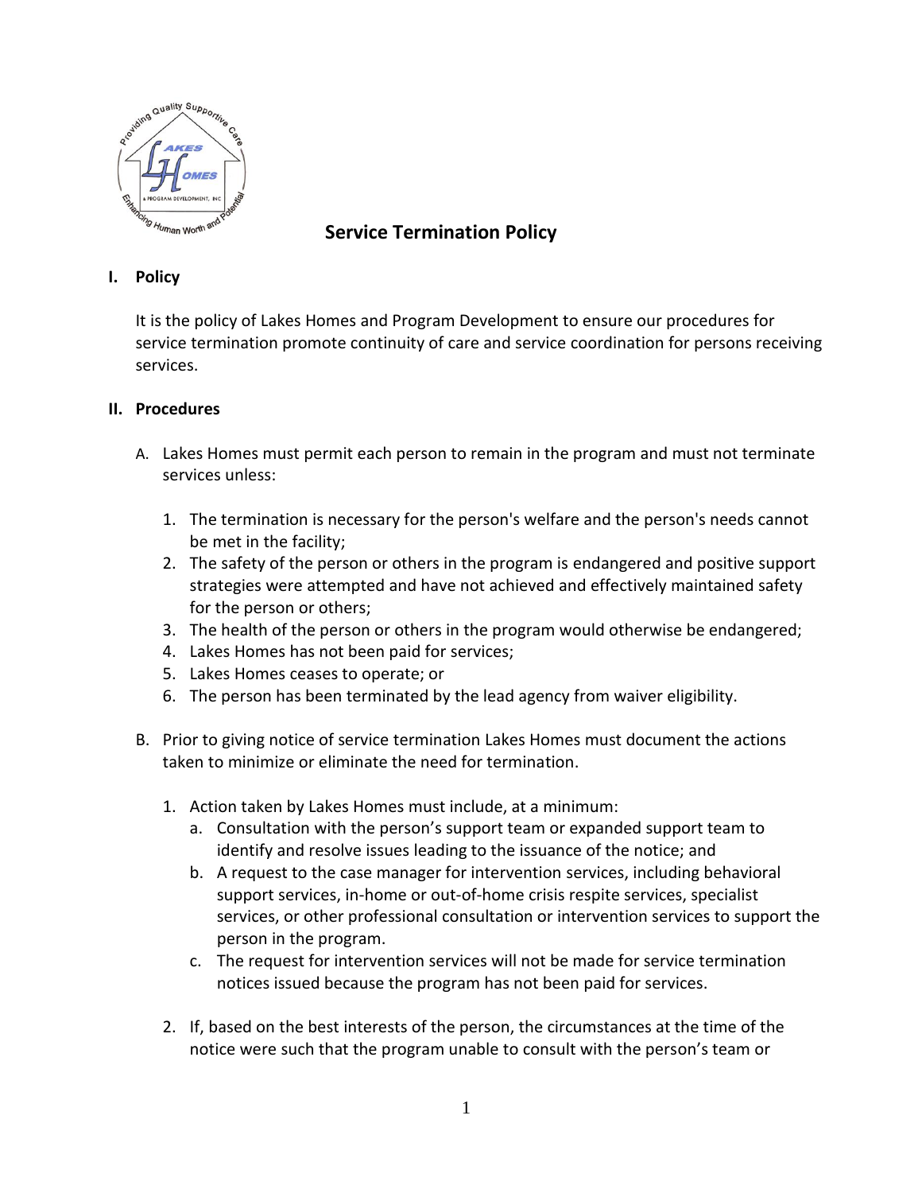# Service Termination Policy

## I. Policy

It is the policy of Lakes Homes and Program Development to ensure our procedures for service termination promote continuity of care and service coordination for persons receiving services.

## II. Procedures

A. Lakes Homes must permit each person to remain in the program and must not terminate services unless:

1. The termination is necessary for the person's welfare and the person's needs cannot be met in the facility;
2. The safety of the person or others in the program is endangered and positive support strategies were attempted and have not achieved and effectively maintained safety for the person or others;
3. The health of the person or others in the program would otherwise be endangered;
4. Lakes Homes has not been paid for services;
5. Lakes Homes ceases to operate; or
6. The person has been terminated by the lead agency from waiver eligibility.

B. Prior to giving notice of service termination Lakes Homes must document the actions taken to minimize or eliminate the need for termination.

1. Action taken by Lakes Homes must include, at a minimum:
   a. Consultation with the person's support team or expanded support team to identify and resolve issues leading to the issuance of the notice; and
   b. A request to the case manager for intervention services, including behavioral support services, in-home or out-of-home crisis respite services, specialist services, or other professional consultation or intervention services to support the person in the program.
   c. The request for intervention services will not be made for service termination notices issued because the program has not been paid for services.

2. If, based on the best interests of the person, the circumstances at the time of the notice were such that the program unable to consult with the person's team or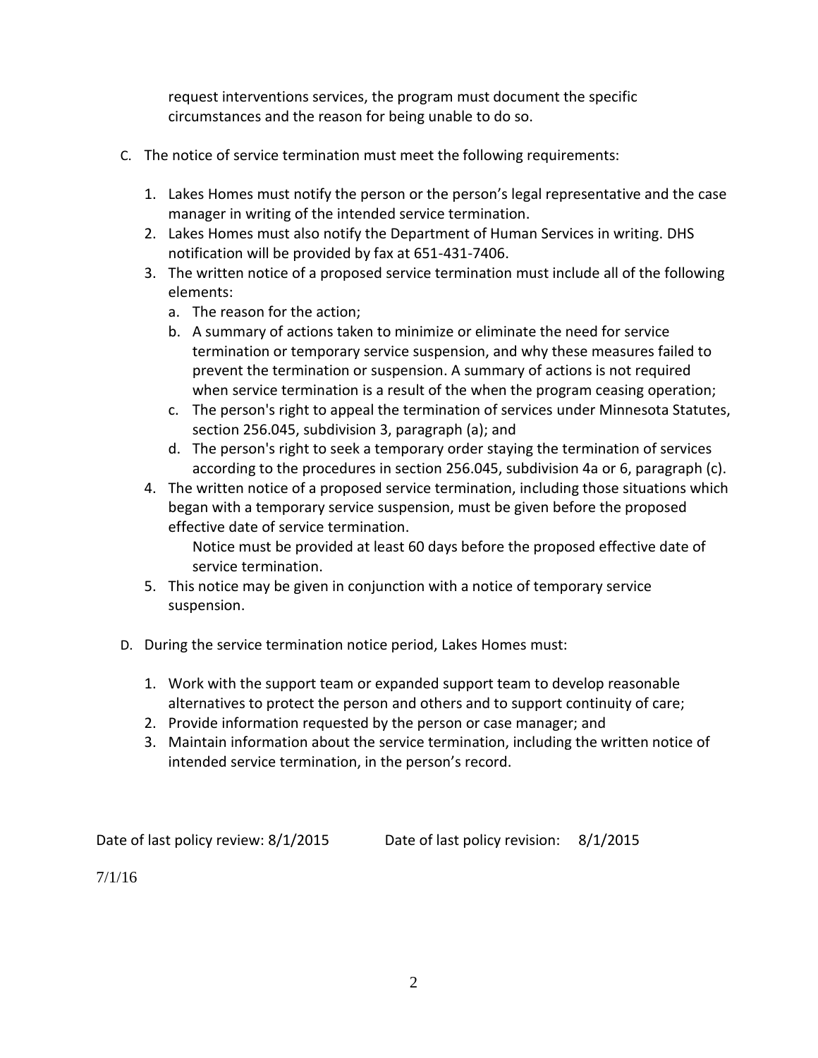request interventions services, the program must document the specific circumstances and the reason for being unable to do so.

C. The notice of service termination must meet the following requirements:

   1. Lakes Homes must notify the person or the person's legal representative and the case manager in writing of the intended service termination.
   2. Lakes Homes must also notify the Department of Human Services in writing. DHS notification will be provided by fax at 651-431-7406.
   3. The written notice of a proposed service termination must include all of the following elements:
      a. The reason for the action;
      b. A summary of actions taken to minimize or eliminate the need for service termination or temporary service suspension, and why these measures failed to prevent the termination or suspension. A summary of actions is not required when service termination is a result of the when the program ceasing operation;
      c. The person's right to appeal the termination of services under Minnesota Statutes, section 256.045, subdivision 3, paragraph (a); and
      d. The person's right to seek a temporary order staying the termination of services according to the procedures in section 256.045, subdivision 4a or 6, paragraph (c).
   4. The written notice of a proposed service termination, including those situations which began with a temporary service suspension, must be given before the proposed effective date of service termination.
      Notice must be provided at least 60 days before the proposed effective date of service termination.
   5. This notice may be given in conjunction with a notice of temporary service suspension.

D. During the service termination notice period, Lakes Homes must:

   1. Work with the support team or expanded support team to develop reasonable alternatives to protect the person and others and to support continuity of care;
   2. Provide information requested by the person or case manager; and
   3. Maintain information about the service termination, including the written notice of intended service termination, in the person's record.

Date of last policy review: 8/1/2015 Date of last policy revision: 8/1/2015

7/1/16